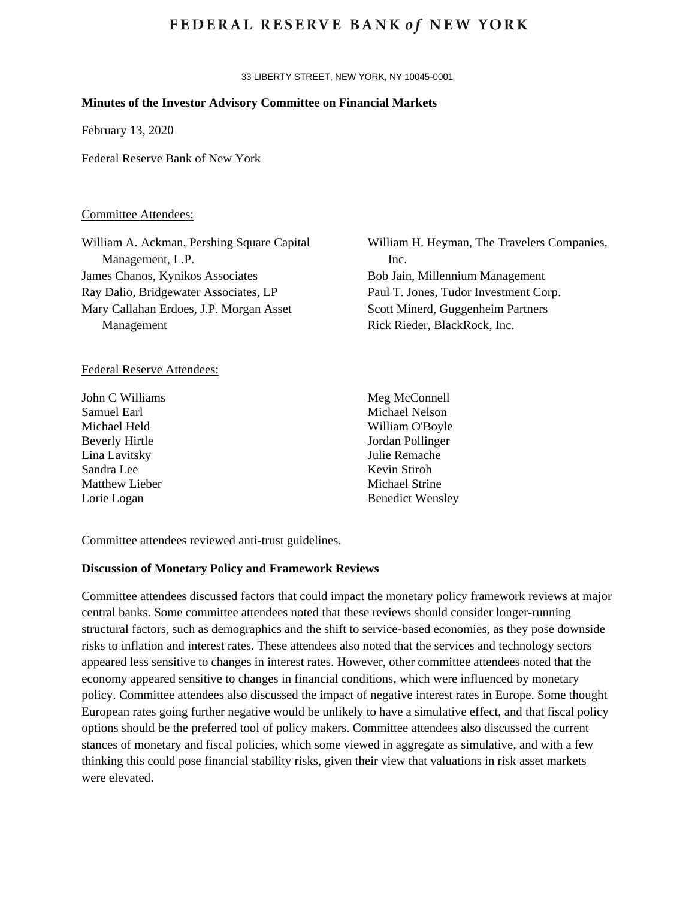FEDERAL RESERVE BANK *of* NEW YORK

33 LIBERTY STREET, NEW YORK, NY 10045-0001

**Minutes of the Investor Advisory Committee on Financial Markets**

February 13, 2020

Federal Reserve Bank of New York

Committee Attendees:

William A. Ackman, Pershing Square Capital Management, L.P.
James Chanos, Kynikos Associates
Ray Dalio, Bridgewater Associates, LP
Mary Callahan Erdoes, J.P. Morgan Asset Management
William H. Heyman, The Travelers Companies, Inc.
Bob Jain, Millennium Management
Paul T. Jones, Tudor Investment Corp.
Scott Minerd, Guggenheim Partners
Rick Rieder, BlackRock, Inc.

Federal Reserve Attendees:

John C Williams
Samuel Earl
Michael Held
Beverly Hirtle
Lina Lavitsky
Sandra Lee
Matthew Lieber
Lorie Logan
Meg McConnell
Michael Nelson
William O'Boyle
Jordan Pollinger
Julie Remache
Kevin Stiroh
Michael Strine
Benedict Wensley

Committee attendees reviewed anti-trust guidelines.

**Discussion of Monetary Policy and Framework Reviews**

Committee attendees discussed factors that could impact the monetary policy framework reviews at major central banks. Some committee attendees noted that these reviews should consider longer-running structural factors, such as demographics and the shift to service-based economies, as they pose downside risks to inflation and interest rates. These attendees also noted that the services and technology sectors appeared less sensitive to changes in interest rates. However, other committee attendees noted that the economy appeared sensitive to changes in financial conditions, which were influenced by monetary policy. Committee attendees also discussed the impact of negative interest rates in Europe. Some thought European rates going further negative would be unlikely to have a simulative effect, and that fiscal policy options should be the preferred tool of policy makers. Committee attendees also discussed the current stances of monetary and fiscal policies, which some viewed in aggregate as simulative, and with a few thinking this could pose financial stability risks, given their view that valuations in risk asset markets were elevated.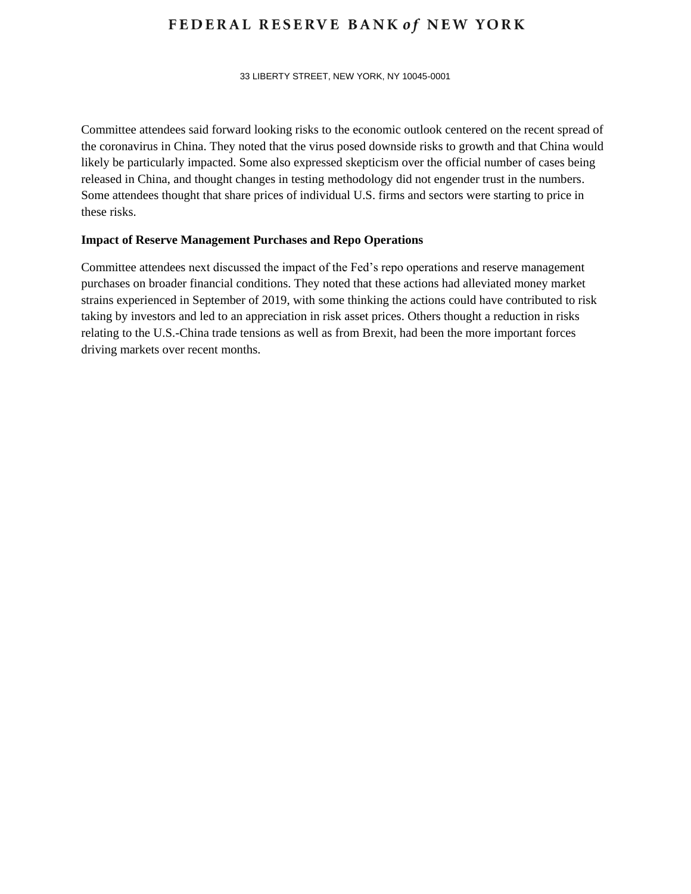Committee attendees said forward looking risks to the economic outlook centered on the recent spread of the coronavirus in China. They noted that the virus posed downside risks to growth and that China would likely be particularly impacted. Some also expressed skepticism over the official number of cases being released in China, and thought changes in testing methodology did not engender trust in the numbers. Some attendees thought that share prices of individual U.S. firms and sectors were starting to price in these risks.

**Impact of Reserve Management Purchases and Repo Operations**

Committee attendees next discussed the impact of the Fed's repo operations and reserve management purchases on broader financial conditions. They noted that these actions had alleviated money market strains experienced in September of 2019, with some thinking the actions could have contributed to risk taking by investors and led to an appreciation in risk asset prices. Others thought a reduction in risks relating to the U.S.-China trade tensions as well as from Brexit, had been the more important forces driving markets over recent months.